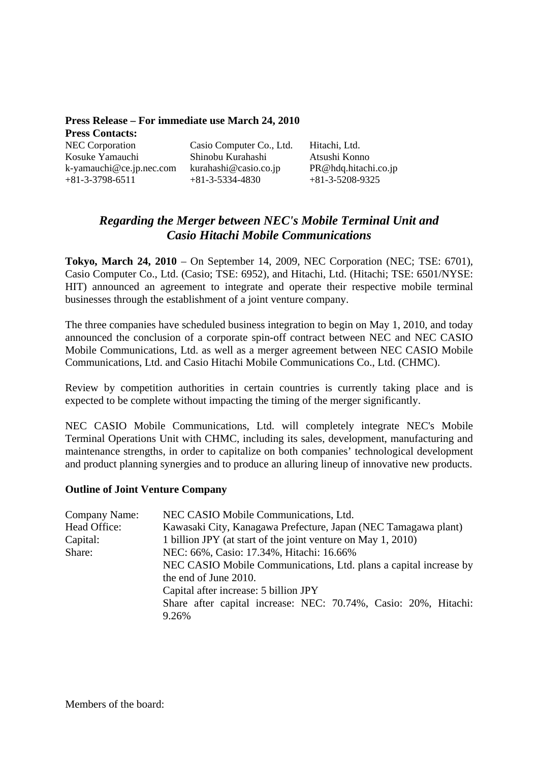**Press Release – For immediate use March 24, 2010**

**Press Contacts:**

| NEC Corporation | Casio Computer Co., Ltd. | Hitachi, Ltd. |
|---|---|---|
| Kosuke Yamauchi | Shinobu Kurahashi | Atsushi Konno |
| k-yamauchi@ce.jp.nec.com | kurahashi@casio.co.jp | PR@hdq.hitachi.co.jp |
| +81-3-3798-6511 | +81-3-5334-4830 | +81-3-5208-9325 |

# *Regarding the Merger between NEC's Mobile Terminal Unit and Casio Hitachi Mobile Communications*

**Tokyo, March 24, 2010** – On September 14, 2009, NEC Corporation (NEC; TSE: 6701), Casio Computer Co., Ltd. (Casio; TSE: 6952), and Hitachi, Ltd. (Hitachi; TSE: 6501/NYSE: HIT) announced an agreement to integrate and operate their respective mobile terminal businesses through the establishment of a joint venture company.

The three companies have scheduled business integration to begin on May 1, 2010, and today announced the conclusion of a corporate spin-off contract between NEC and NEC CASIO Mobile Communications, Ltd. as well as a merger agreement between NEC CASIO Mobile Communications, Ltd. and Casio Hitachi Mobile Communications Co., Ltd. (CHMC).

Review by competition authorities in certain countries is currently taking place and is expected to be complete without impacting the timing of the merger significantly.

NEC CASIO Mobile Communications, Ltd. will completely integrate NEC's Mobile Terminal Operations Unit with CHMC, including its sales, development, manufacturing and maintenance strengths, in order to capitalize on both companies' technological development and product planning synergies and to produce an alluring lineup of innovative new products.

**Outline of Joint Venture Company**

| | |
|---|---|
| Company Name: | NEC CASIO Mobile Communications, Ltd. |
| Head Office: | Kawasaki City, Kanagawa Prefecture, Japan (NEC Tamagawa plant) |
| Capital: | 1 billion JPY (at start of the joint venture on May 1, 2010) |
| Share: | NEC: 66%, Casio: 17.34%, Hitachi: 16.66% |
| | NEC CASIO Mobile Communications, Ltd. plans a capital increase by the end of June 2010. |
| | Capital after increase: 5 billion JPY |
| | Share after capital increase: NEC: 70.74%, Casio: 20%, Hitachi: 9.26% |

Members of the board: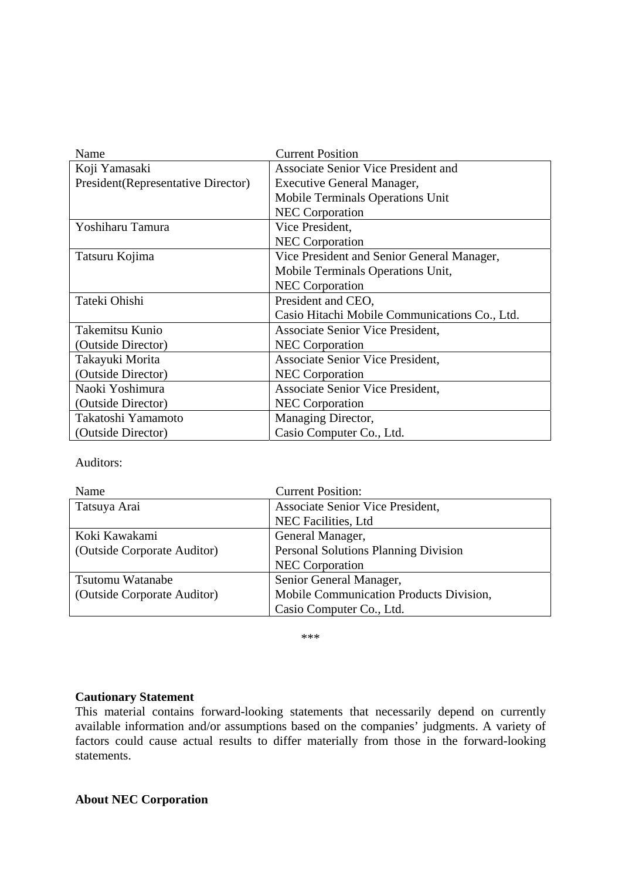| Name | Current Position |
|---|---|
| Koji Yamasaki<br>President(Representative Director) | Associate Senior Vice President and<br>Executive General Manager,<br>Mobile Terminals Operations Unit<br>NEC Corporation |
| Yoshiharu Tamura | Vice President,<br>NEC Corporation |
| Tatsuru Kojima | Vice President and Senior General Manager,<br>Mobile Terminals Operations Unit,<br>NEC Corporation |
| Tateki Ohishi | President and CEO,<br>Casio Hitachi Mobile Communications Co., Ltd. |
| Takemitsu Kunio<br>(Outside Director) | Associate Senior Vice President,<br>NEC Corporation |
| Takayuki Morita<br>(Outside Director) | Associate Senior Vice President,<br>NEC Corporation |
| Naoki Yoshimura<br>(Outside Director) | Associate Senior Vice President,<br>NEC Corporation |
| Takatoshi Yamamoto<br>(Outside Director) | Managing Director,<br>Casio Computer Co., Ltd. |

Auditors:

| Name | Current Position: |
|---|---|
| Tatsuya Arai | Associate Senior Vice President,<br>NEC Facilities, Ltd |
| Koki Kawakami<br>(Outside Corporate Auditor) | General Manager,<br>Personal Solutions Planning Division<br>NEC Corporation |
| Tsutomu Watanabe<br>(Outside Corporate Auditor) | Senior General Manager,<br>Mobile Communication Products Division,<br>Casio Computer Co., Ltd. |

***

**Cautionary Statement**
This material contains forward-looking statements that necessarily depend on currently available information and/or assumptions based on the companies' judgments. A variety of factors could cause actual results to differ materially from those in the forward-looking statements.

**About NEC Corporation**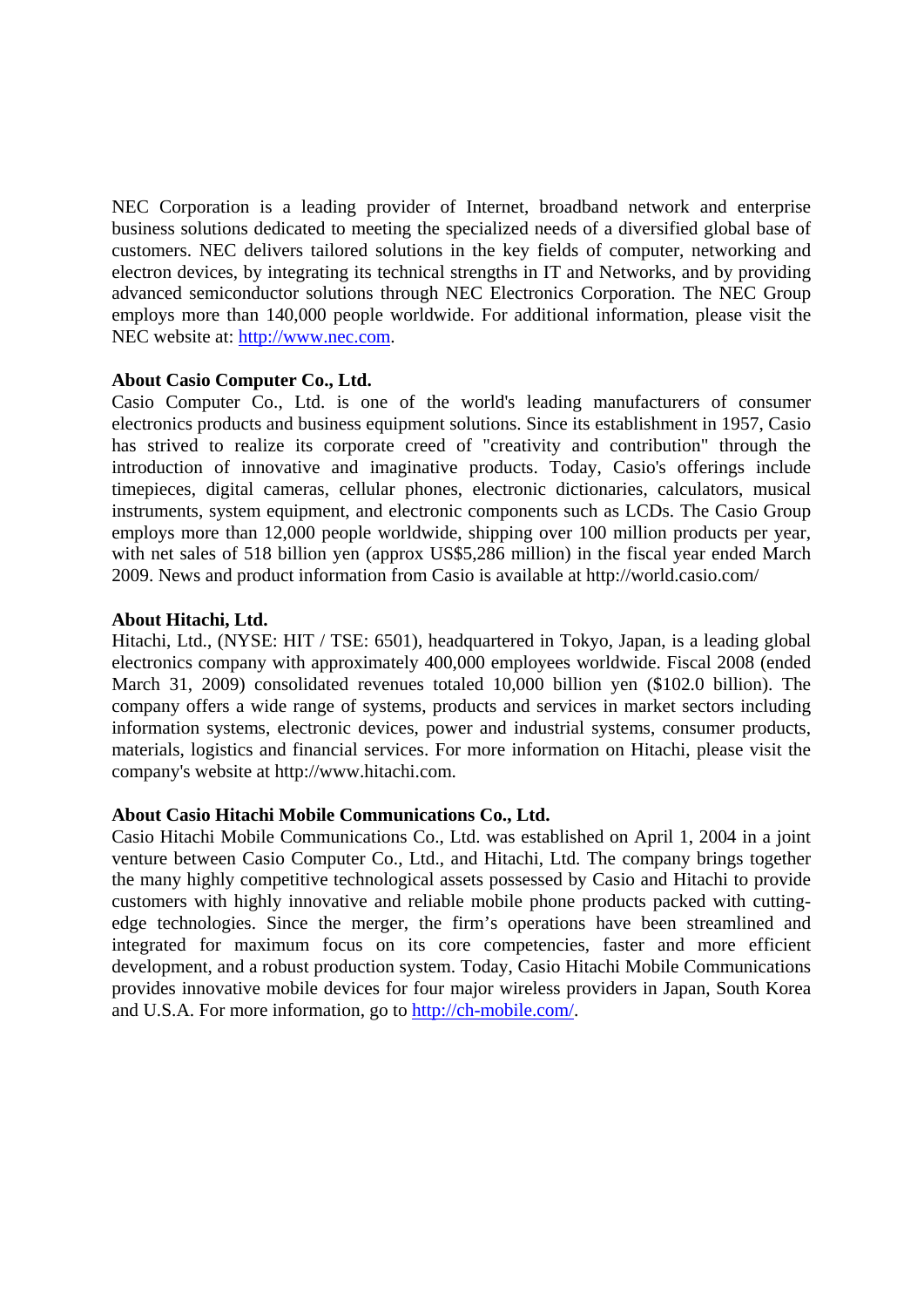NEC Corporation is a leading provider of Internet, broadband network and enterprise business solutions dedicated to meeting the specialized needs of a diversified global base of customers. NEC delivers tailored solutions in the key fields of computer, networking and electron devices, by integrating its technical strengths in IT and Networks, and by providing advanced semiconductor solutions through NEC Electronics Corporation. The NEC Group employs more than 140,000 people worldwide. For additional information, please visit the NEC website at: http://www.nec.com.

**About Casio Computer Co., Ltd.**

Casio Computer Co., Ltd. is one of the world's leading manufacturers of consumer electronics products and business equipment solutions. Since its establishment in 1957, Casio has strived to realize its corporate creed of "creativity and contribution" through the introduction of innovative and imaginative products. Today, Casio's offerings include timepieces, digital cameras, cellular phones, electronic dictionaries, calculators, musical instruments, system equipment, and electronic components such as LCDs. The Casio Group employs more than 12,000 people worldwide, shipping over 100 million products per year, with net sales of 518 billion yen (approx US$5,286 million) in the fiscal year ended March 2009. News and product information from Casio is available at http://world.casio.com/

**About Hitachi, Ltd.**

Hitachi, Ltd., (NYSE: HIT / TSE: 6501), headquartered in Tokyo, Japan, is a leading global electronics company with approximately 400,000 employees worldwide. Fiscal 2008 (ended March 31, 2009) consolidated revenues totaled 10,000 billion yen ($102.0 billion). The company offers a wide range of systems, products and services in market sectors including information systems, electronic devices, power and industrial systems, consumer products, materials, logistics and financial services. For more information on Hitachi, please visit the company's website at http://www.hitachi.com.

**About Casio Hitachi Mobile Communications Co., Ltd.**

Casio Hitachi Mobile Communications Co., Ltd. was established on April 1, 2004 in a joint venture between Casio Computer Co., Ltd., and Hitachi, Ltd. The company brings together the many highly competitive technological assets possessed by Casio and Hitachi to provide customers with highly innovative and reliable mobile phone products packed with cutting-edge technologies. Since the merger, the firm's operations have been streamlined and integrated for maximum focus on its core competencies, faster and more efficient development, and a robust production system. Today, Casio Hitachi Mobile Communications provides innovative mobile devices for four major wireless providers in Japan, South Korea and U.S.A. For more information, go to http://ch-mobile.com/.